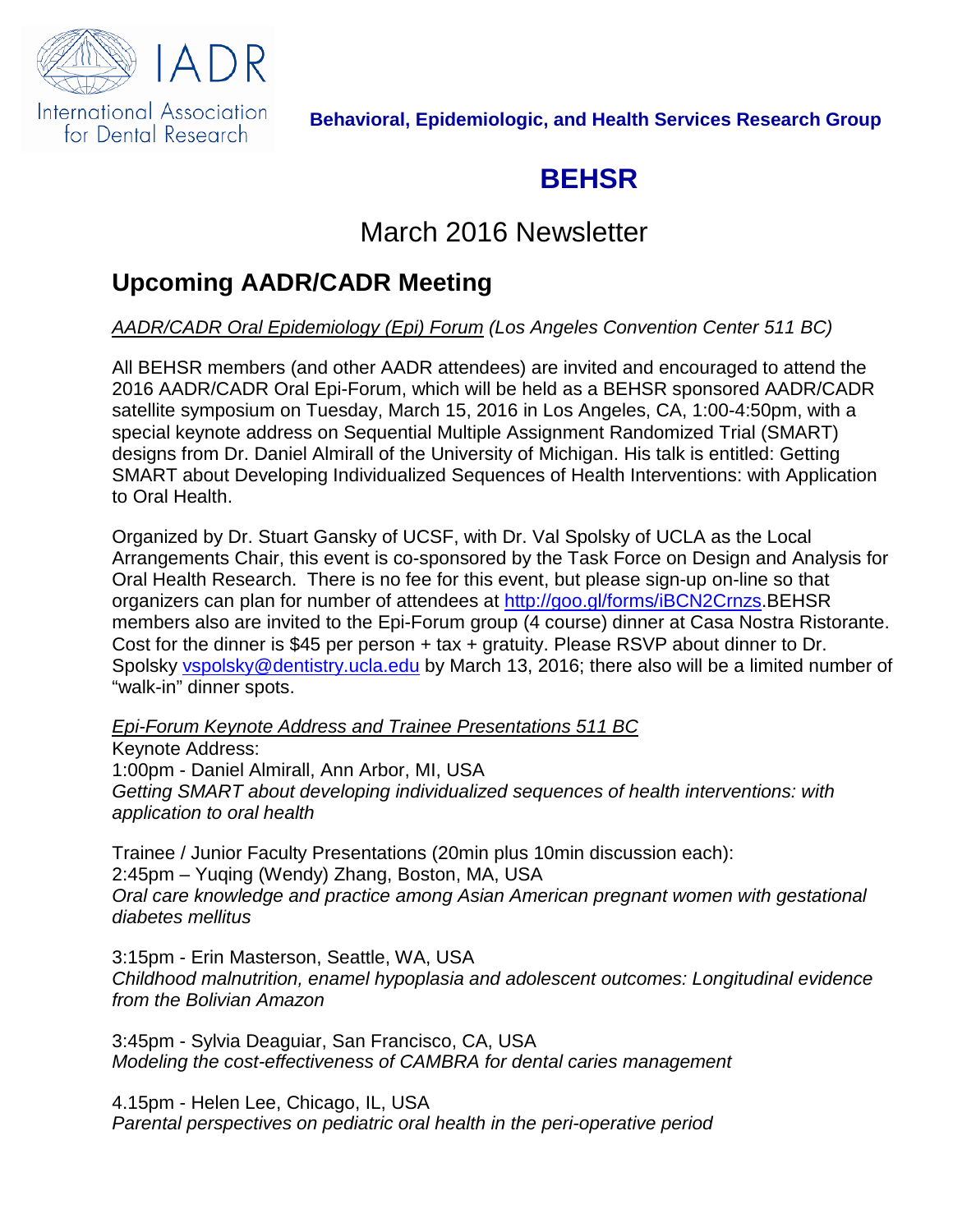IADR International Association for Dental Research

**Behavioral, Epidemiologic, and Health Services Research Group**

# BEHSR

## March 2016 Newsletter

## Upcoming AADR/CADR Meeting

*AADR/CADR Oral Epidemiology (Epi) Forum (Los Angeles Convention Center 511 BC)*

All BEHSR members (and other AADR attendees) are invited and encouraged to attend the 2016 AADR/CADR Oral Epi-Forum, which will be held as a BEHSR sponsored AADR/CADR satellite symposium on Tuesday, March 15, 2016 in Los Angeles, CA, 1:00-4:50pm, with a special keynote address on Sequential Multiple Assignment Randomized Trial (SMART) designs from Dr. Daniel Almirall of the University of Michigan. His talk is entitled: Getting SMART about Developing Individualized Sequences of Health Interventions: with Application to Oral Health.

Organized by Dr. Stuart Gansky of UCSF, with Dr. Val Spolsky of UCLA as the Local Arrangements Chair, this event is co-sponsored by the Task Force on Design and Analysis for Oral Health Research. There is no fee for this event, but please sign-up on-line so that organizers can plan for number of attendees at http://goo.gl/forms/iBCN2Crnzs.BEHSR members also are invited to the Epi-Forum group (4 course) dinner at Casa Nostra Ristorante. Cost for the dinner is $45 per person + tax + gratuity. Please RSVP about dinner to Dr. Spolsky vspolsky@dentistry.ucla.edu by March 13, 2016; there also will be a limited number of "walk-in" dinner spots.

*Epi-Forum Keynote Address and Trainee Presentations 511 BC*

Keynote Address:
1:00pm - Daniel Almirall, Ann Arbor, MI, USA
*Getting SMART about developing individualized sequences of health interventions: with application to oral health*

Trainee / Junior Faculty Presentations (20min plus 10min discussion each):
2:45pm – Yuqing (Wendy) Zhang, Boston, MA, USA
*Oral care knowledge and practice among Asian American pregnant women with gestational diabetes mellitus*

3:15pm - Erin Masterson, Seattle, WA, USA
*Childhood malnutrition, enamel hypoplasia and adolescent outcomes: Longitudinal evidence from the Bolivian Amazon*

3:45pm - Sylvia Deaguiar, San Francisco, CA, USA
*Modeling the cost-effectiveness of CAMBRA for dental caries management*

4.15pm - Helen Lee, Chicago, IL, USA
*Parental perspectives on pediatric oral health in the peri-operative period*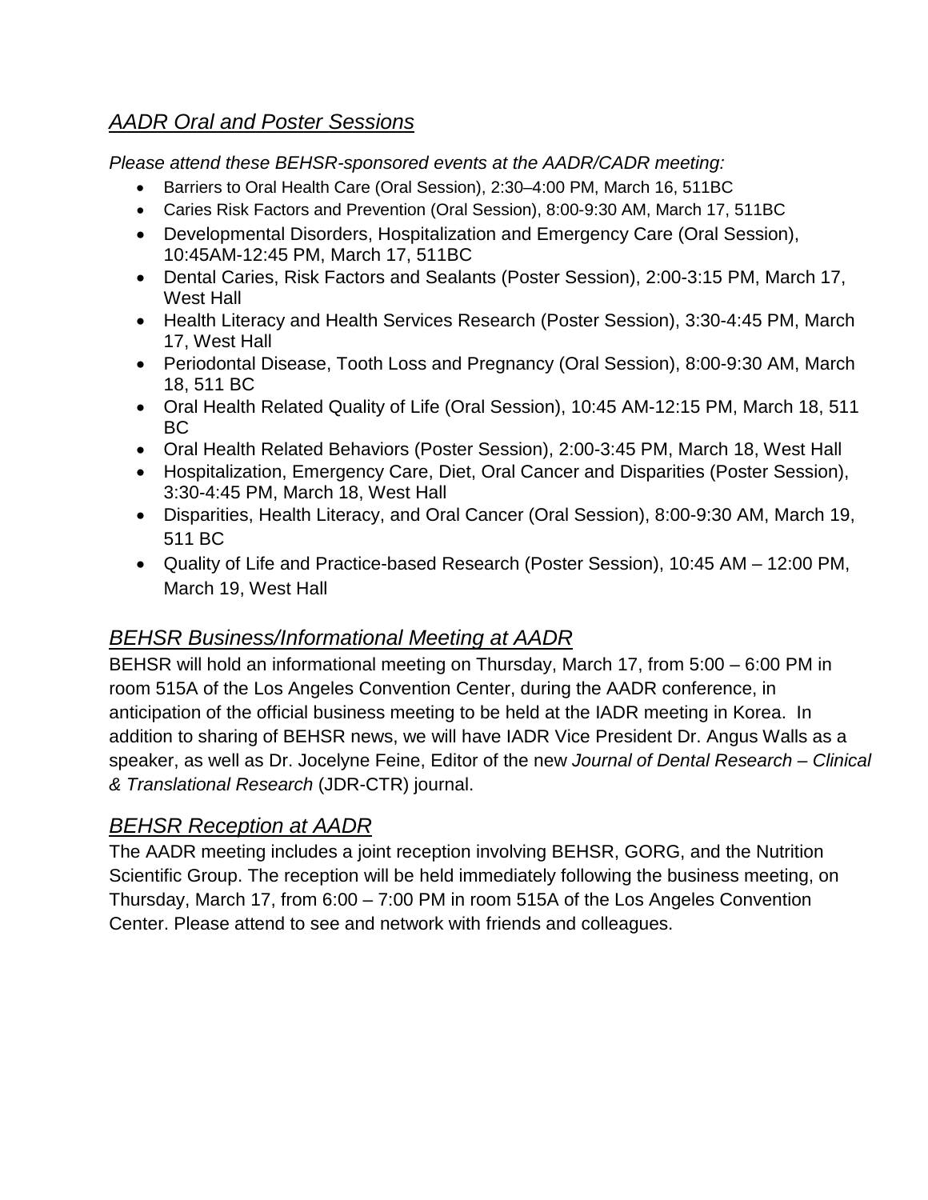## *AADR Oral and Poster Sessions*

*Please attend these BEHSR-sponsored events at the AADR/CADR meeting:*

- Barriers to Oral Health Care (Oral Session), 2:30–4:00 PM, March 16, 511BC
- Caries Risk Factors and Prevention (Oral Session), 8:00-9:30 AM, March 17, 511BC
- Developmental Disorders, Hospitalization and Emergency Care (Oral Session), 10:45AM-12:45 PM, March 17, 511BC
- Dental Caries, Risk Factors and Sealants (Poster Session), 2:00-3:15 PM, March 17, West Hall
- Health Literacy and Health Services Research (Poster Session), 3:30-4:45 PM, March 17, West Hall
- Periodontal Disease, Tooth Loss and Pregnancy (Oral Session), 8:00-9:30 AM, March 18, 511 BC
- Oral Health Related Quality of Life (Oral Session), 10:45 AM-12:15 PM, March 18, 511 BC
- Oral Health Related Behaviors (Poster Session), 2:00-3:45 PM, March 18, West Hall
- Hospitalization, Emergency Care, Diet, Oral Cancer and Disparities (Poster Session), 3:30-4:45 PM, March 18, West Hall
- Disparities, Health Literacy, and Oral Cancer (Oral Session), 8:00-9:30 AM, March 19, 511 BC
- Quality of Life and Practice-based Research (Poster Session), 10:45 AM – 12:00 PM, March 19, West Hall

## *BEHSR Business/Informational Meeting at AADR*

BEHSR will hold an informational meeting on Thursday, March 17, from 5:00 – 6:00 PM in room 515A of the Los Angeles Convention Center, during the AADR conference, in anticipation of the official business meeting to be held at the IADR meeting in Korea. In addition to sharing of BEHSR news, we will have IADR Vice President Dr. Angus Walls as a speaker, as well as Dr. Jocelyne Feine, Editor of the new *Journal of Dental Research – Clinical & Translational Research* (JDR-CTR) journal.

## *BEHSR Reception at AADR*

The AADR meeting includes a joint reception involving BEHSR, GORG, and the Nutrition Scientific Group. The reception will be held immediately following the business meeting, on Thursday, March 17, from 6:00 – 7:00 PM in room 515A of the Los Angeles Convention Center. Please attend to see and network with friends and colleagues.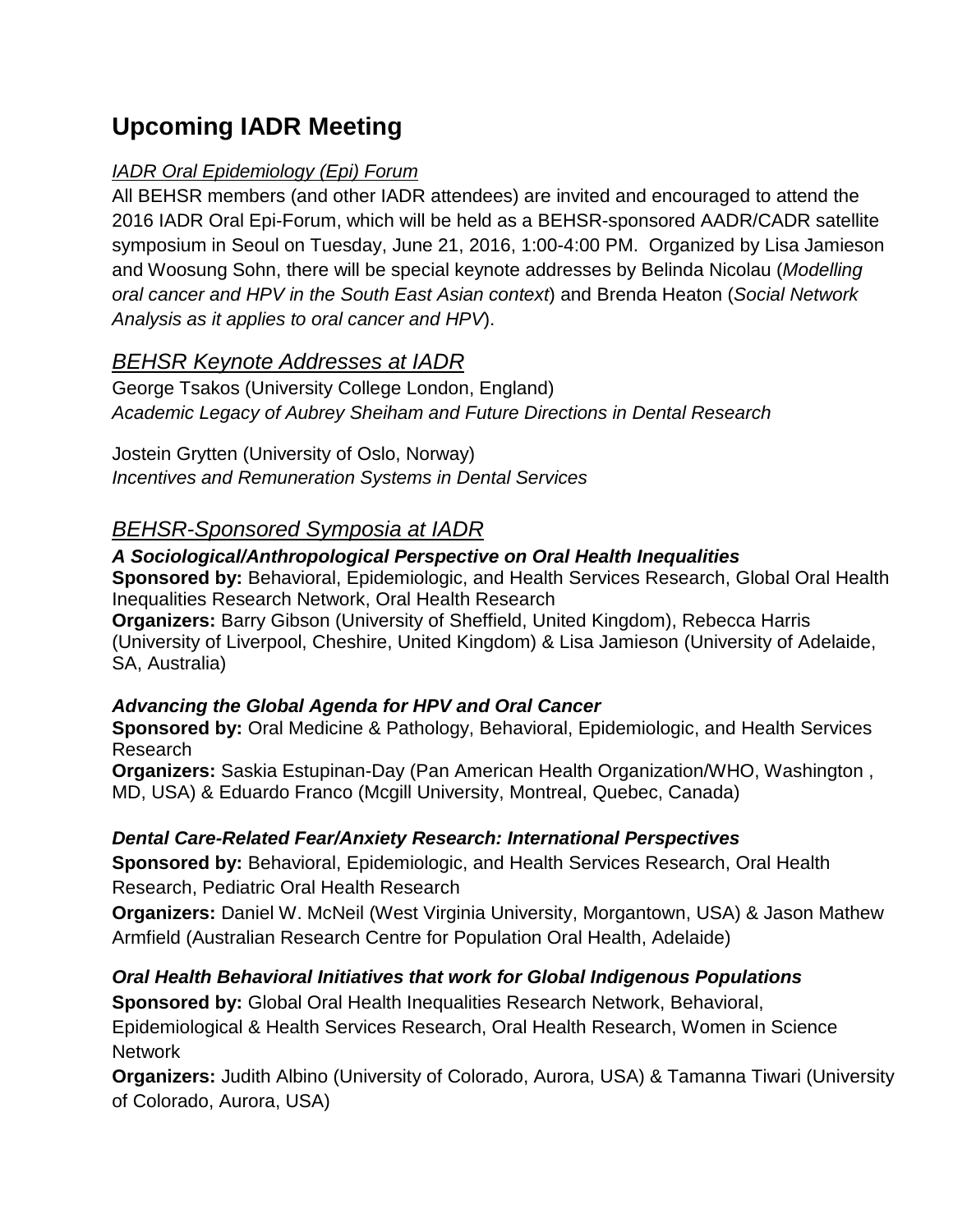# Upcoming IADR Meeting

*IADR Oral Epidemiology (Epi) Forum*

All BEHSR members (and other IADR attendees) are invited and encouraged to attend the 2016 IADR Oral Epi-Forum, which will be held as a BEHSR-sponsored AADR/CADR satellite symposium in Seoul on Tuesday, June 21, 2016, 1:00-4:00 PM. Organized by Lisa Jamieson and Woosung Sohn, there will be special keynote addresses by Belinda Nicolau (*Modelling oral cancer and HPV in the South East Asian context*) and Brenda Heaton (*Social Network Analysis as it applies to oral cancer and HPV*).

## *BEHSR Keynote Addresses at IADR*

George Tsakos (University College London, England)
*Academic Legacy of Aubrey Sheiham and Future Directions in Dental Research*

Jostein Grytten (University of Oslo, Norway)
*Incentives and Remuneration Systems in Dental Services*

## *BEHSR-Sponsored Symposia at IADR*

***A Sociological/Anthropological Perspective on Oral Health Inequalities***
**Sponsored by:** Behavioral, Epidemiologic, and Health Services Research, Global Oral Health Inequalities Research Network, Oral Health Research
**Organizers:** Barry Gibson (University of Sheffield, United Kingdom), Rebecca Harris (University of Liverpool, Cheshire, United Kingdom) & Lisa Jamieson (University of Adelaide, SA, Australia)

***Advancing the Global Agenda for HPV and Oral Cancer***
**Sponsored by:** Oral Medicine & Pathology, Behavioral, Epidemiologic, and Health Services Research
**Organizers:** Saskia Estupinan-Day (Pan American Health Organization/WHO, Washington , MD, USA) & Eduardo Franco (Mcgill University, Montreal, Quebec, Canada)

***Dental Care-Related Fear/Anxiety Research: International Perspectives***
**Sponsored by:** Behavioral, Epidemiologic, and Health Services Research, Oral Health Research, Pediatric Oral Health Research
**Organizers:** Daniel W. McNeil (West Virginia University, Morgantown, USA) & Jason Mathew Armfield (Australian Research Centre for Population Oral Health, Adelaide)

***Oral Health Behavioral Initiatives that work for Global Indigenous Populations***
**Sponsored by:** Global Oral Health Inequalities Research Network, Behavioral, Epidemiological & Health Services Research, Oral Health Research, Women in Science Network
**Organizers:** Judith Albino (University of Colorado, Aurora, USA) & Tamanna Tiwari (University of Colorado, Aurora, USA)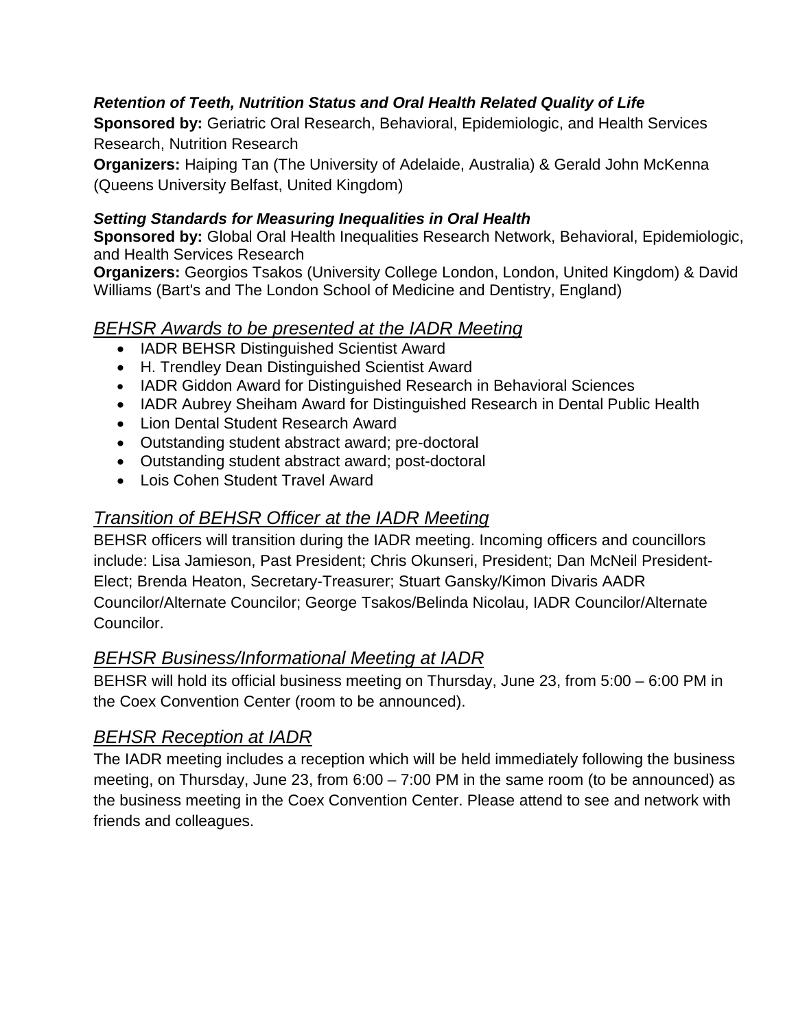***Retention of Teeth, Nutrition Status and Oral Health Related Quality of Life***

**Sponsored by:** Geriatric Oral Research, Behavioral, Epidemiologic, and Health Services Research, Nutrition Research

**Organizers:** Haiping Tan (The University of Adelaide, Australia) & Gerald John McKenna (Queens University Belfast, United Kingdom)

***Setting Standards for Measuring Inequalities in Oral Health***

**Sponsored by:** Global Oral Health Inequalities Research Network, Behavioral, Epidemiologic, and Health Services Research

**Organizers:** Georgios Tsakos (University College London, London, United Kingdom) & David Williams (Bart's and The London School of Medicine and Dentistry, England)

## *BEHSR Awards to be presented at the IADR Meeting*

- IADR BEHSR Distinguished Scientist Award
- H. Trendley Dean Distinguished Scientist Award
- IADR Giddon Award for Distinguished Research in Behavioral Sciences
- IADR Aubrey Sheiham Award for Distinguished Research in Dental Public Health
- Lion Dental Student Research Award
- Outstanding student abstract award; pre-doctoral
- Outstanding student abstract award; post-doctoral
- Lois Cohen Student Travel Award

## *Transition of BEHSR Officer at the IADR Meeting*

BEHSR officers will transition during the IADR meeting. Incoming officers and councillors include: Lisa Jamieson, Past President; Chris Okunseri, President; Dan McNeil President-Elect; Brenda Heaton, Secretary-Treasurer; Stuart Gansky/Kimon Divaris AADR Councilor/Alternate Councilor; George Tsakos/Belinda Nicolau, IADR Councilor/Alternate Councilor.

## *BEHSR Business/Informational Meeting at IADR*

BEHSR will hold its official business meeting on Thursday, June 23, from 5:00 – 6:00 PM in the Coex Convention Center (room to be announced).

## *BEHSR Reception at IADR*

The IADR meeting includes a reception which will be held immediately following the business meeting, on Thursday, June 23, from 6:00 – 7:00 PM in the same room (to be announced) as the business meeting in the Coex Convention Center. Please attend to see and network with friends and colleagues.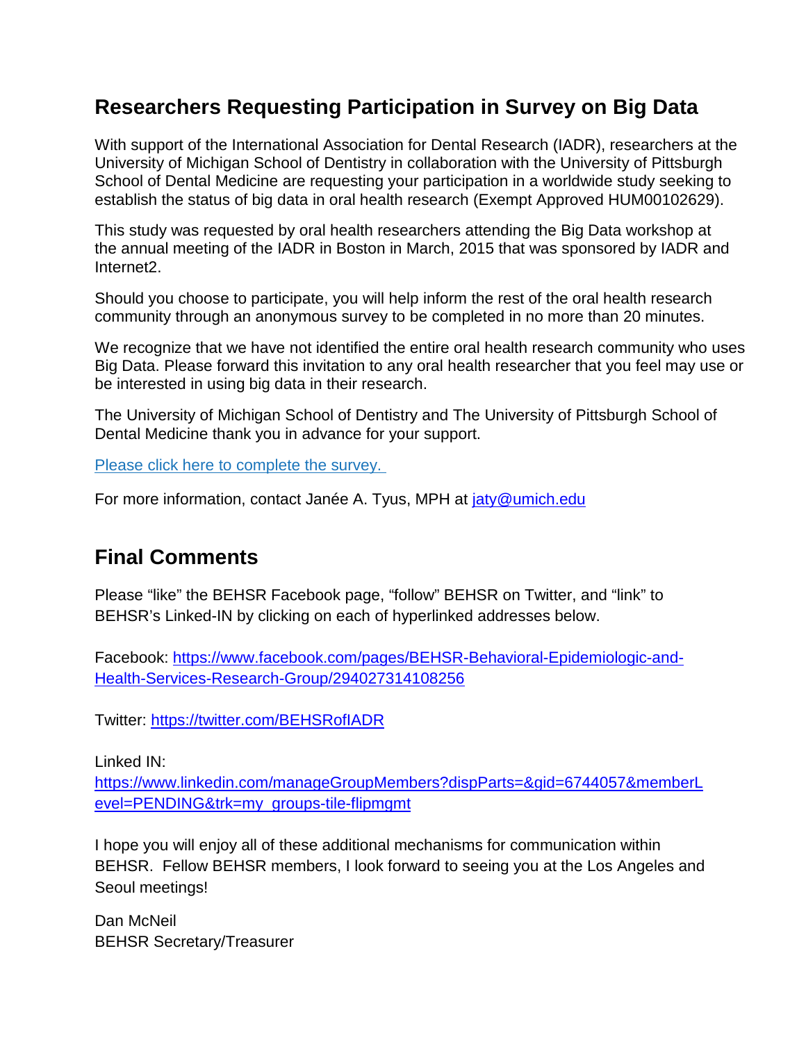## Researchers Requesting Participation in Survey on Big Data

With support of the International Association for Dental Research (IADR), researchers at the University of Michigan School of Dentistry in collaboration with the University of Pittsburgh School of Dental Medicine are requesting your participation in a worldwide study seeking to establish the status of big data in oral health research (Exempt Approved HUM00102629).

This study was requested by oral health researchers attending the Big Data workshop at the annual meeting of the IADR in Boston in March, 2015 that was sponsored by IADR and Internet2.

Should you choose to participate, you will help inform the rest of the oral health research community through an anonymous survey to be completed in no more than 20 minutes.

We recognize that we have not identified the entire oral health research community who uses Big Data. Please forward this invitation to any oral health researcher that you feel may use or be interested in using big data in their research.

The University of Michigan School of Dentistry and The University of Pittsburgh School of Dental Medicine thank you in advance for your support.

Please click here to complete the survey.

For more information, contact Janée A. Tyus, MPH at jaty@umich.edu

## Final Comments

Please "like" the BEHSR Facebook page, "follow" BEHSR on Twitter, and "link" to BEHSR's Linked-IN by clicking on each of hyperlinked addresses below.

Facebook: https://www.facebook.com/pages/BEHSR-Behavioral-Epidemiologic-and-Health-Services-Research-Group/294027314108256

Twitter: https://twitter.com/BEHSRofIADR

Linked IN:
https://www.linkedin.com/manageGroupMembers?dispParts=&gid=6744057&memberLevel=PENDING&trk=my_groups-tile-flipmgmt

I hope you will enjoy all of these additional mechanisms for communication within BEHSR. Fellow BEHSR members, I look forward to seeing you at the Los Angeles and Seoul meetings!

Dan McNeil
BEHSR Secretary/Treasurer